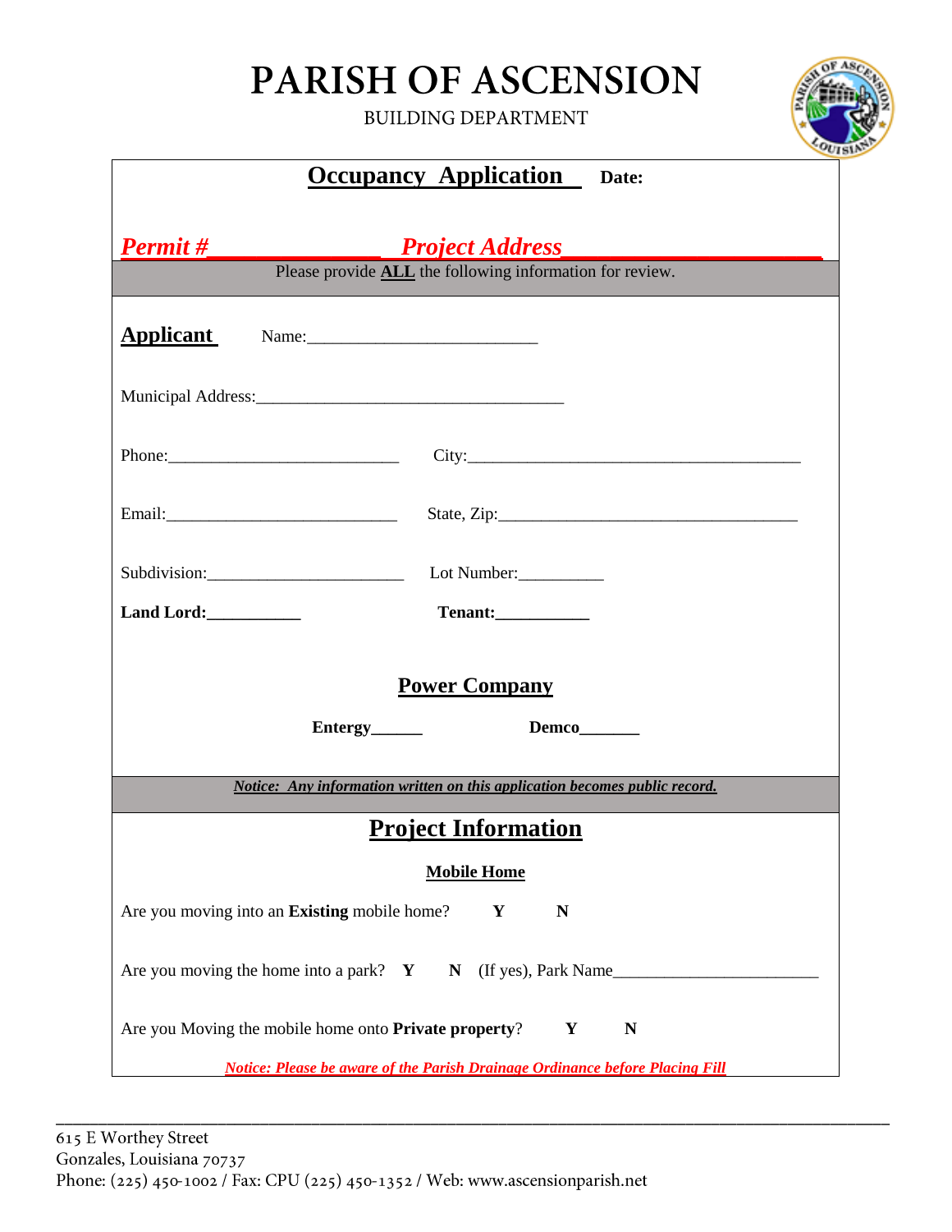# PARISH OF ASCENSION

BUILDING DEPARTMENT

## Occupancy Application

**Date:**

***Permit #______________ Project Address____________________***

Please provide **ALL** the following information for review.

**Applicant** Name:___________________________

Municipal Address:____________________________________

Phone:___________________________ City:_______________________________________

Email:___________________________ State, Zip:___________________________________

Subdivision:_______________________ Lot Number:__________

**Land Lord:___________** **Tenant:___________**

### Power Company

**Entergy______** **Demco_______**

***Notice: Any information written on this application becomes public record.***

## Project Information

**Mobile Home**

Are you moving into an **Existing** mobile home? **Y** **N**

Are you moving the home into a park? **Y** **N** (If yes), Park Name________________________

Are you Moving the mobile home onto **Private property**? **Y** **N**

***Notice: Please be aware of the Parish Drainage Ordinance before Placing Fill***

615 E Worthey Street
Gonzales, Louisiana 70737
Phone: (225) 450-1002 / Fax: CPU (225) 450-1352 / Web: www.ascensionparish.net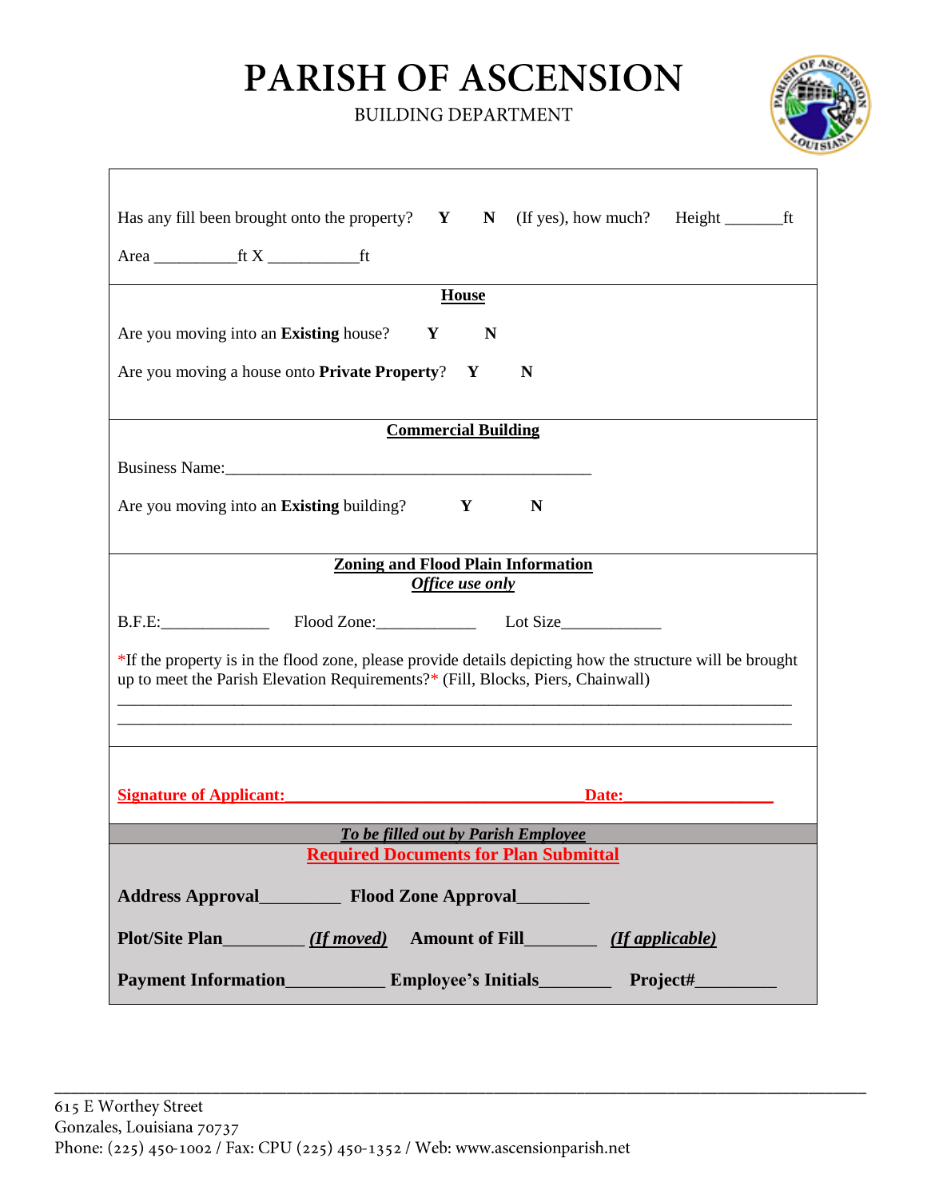# PARISH OF ASCENSION

BUILDING DEPARTMENT

Has any fill been brought onto the property? **Y** **N** (If yes), how much? Height _______ft

Area __________ft X ___________ft

**House**

Are you moving into an **Existing** house? **Y** **N**

Are you moving a house onto **Private Property**? **Y** **N**

**Commercial Building**

Business Name:_____________________________________________

Are you moving into an **Existing** building? **Y** **N**

**Zoning and Flood Plain Information**

***Office use only***

B.F.E:_____________ Flood Zone:____________ Lot Size____________

*If the property is in the flood zone, please provide details depicting how the structure will be brought up to meet the Parish Elevation Requirements?* (Fill, Blocks, Piers, Chainwall)

_________________________________________________________________________________

_________________________________________________________________________________

**Signature of Applicant:___________________________________ Date:_________________**

***To be filled out by Parish Employee***

**Required Documents for Plan Submittal**

**Address Approval_________ Flood Zone Approval________**

**Plot/Site Plan_________ *(If moved)* Amount of Fill________ *(If applicable)***

**Payment Information__________ Employee's Initials________ Project#_________**

615 E Worthey Street
Gonzales, Louisiana 70737
Phone: (225) 450-1002 / Fax: CPU (225) 450-1352 / Web: www.ascensionparish.net